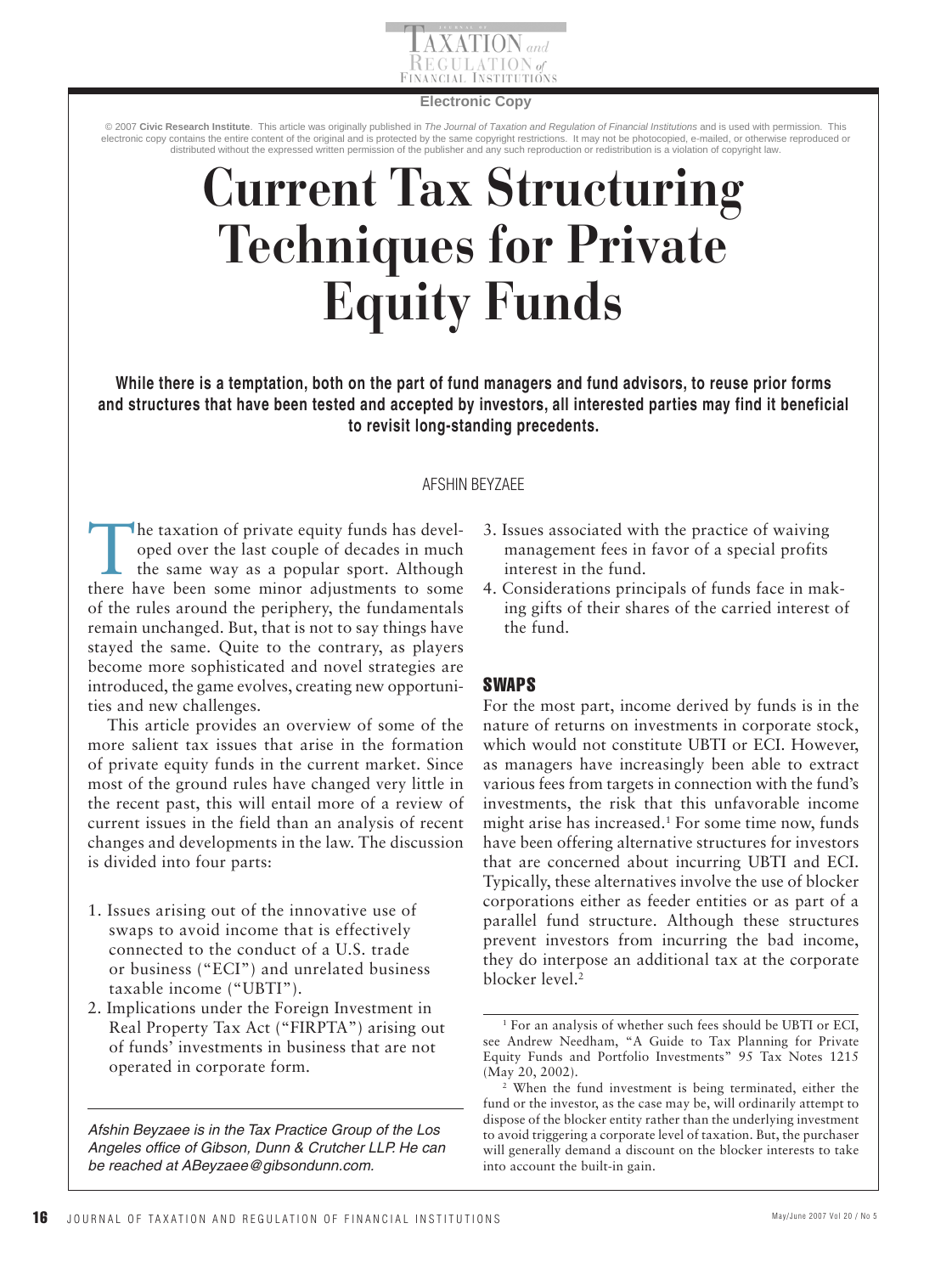Electronic Copy

© 2007 **Civic Research Institute**. This article was originally published in *The Journal of Taxation and Regulation of Financial Institutions* and is used with permission. This electronic copy contains the entire content of the original and is protected by the same copyright restrictions. It may not be photocopied, e-mailed, or otherwise reproduced or distributed without the expressed written permission of the publisher and any such reproduction or redistribution is a violation of copyright law.

# Current Tax Structuring Techniques for Private Equity Funds

**While there is a temptation, both on the part of fund managers and fund advisors, to reuse prior forms and structures that have been tested and accepted by investors, all interested parties may find it beneficial to revisit long-standing precedents.**

AFSHIN BEYZAEE

The taxation of private equity funds has developed over the last couple of decades in much the same way as a popular sport. Although there have been some minor adjustments to some of the rules around the periphery, the fundamentals remain unchanged. But, that is not to say things have stayed the same. Quite to the contrary, as players become more sophisticated and novel strategies are introduced, the game evolves, creating new opportunities and new challenges.

This article provides an overview of some of the more salient tax issues that arise in the formation of private equity funds in the current market. Since most of the ground rules have changed very little in the recent past, this will entail more of a review of current issues in the field than an analysis of recent changes and developments in the law. The discussion is divided into four parts:

1. Issues arising out of the innovative use of swaps to avoid income that is effectively connected to the conduct of a U.S. trade or business ("ECI") and unrelated business taxable income ("UBTI").
2. Implications under the Foreign Investment in Real Property Tax Act ("FIRPTA") arising out of funds' investments in business that are not operated in corporate form.
3. Issues associated with the practice of waiving management fees in favor of a special profits interest in the fund.
4. Considerations principals of funds face in making gifts of their shares of the carried interest of the fund.

*Afshin Beyzaee is in the Tax Practice Group of the Los Angeles office of Gibson, Dunn & Crutcher LLP. He can be reached at ABeyzaee@gibsondunn.com.*

## SWAPS

For the most part, income derived by funds is in the nature of returns on investments in corporate stock, which would not constitute UBTI or ECI. However, as managers have increasingly been able to extract various fees from targets in connection with the fund's investments, the risk that this unfavorable income might arise has increased.[1] For some time now, funds have been offering alternative structures for investors that are concerned about incurring UBTI and ECI. Typically, these alternatives involve the use of blocker corporations either as feeder entities or as part of a parallel fund structure. Although these structures prevent investors from incurring the bad income, they do interpose an additional tax at the corporate blocker level.[2]

[1] For an analysis of whether such fees should be UBTI or ECI, see Andrew Needham, "A Guide to Tax Planning for Private Equity Funds and Portfolio Investments" 95 Tax Notes 1215 (May 20, 2002).

[2] When the fund investment is being terminated, either the fund or the investor, as the case may be, will ordinarily attempt to dispose of the blocker entity rather than the underlying investment to avoid triggering a corporate level of taxation. But, the purchaser will generally demand a discount on the blocker interests to take into account the built-in gain.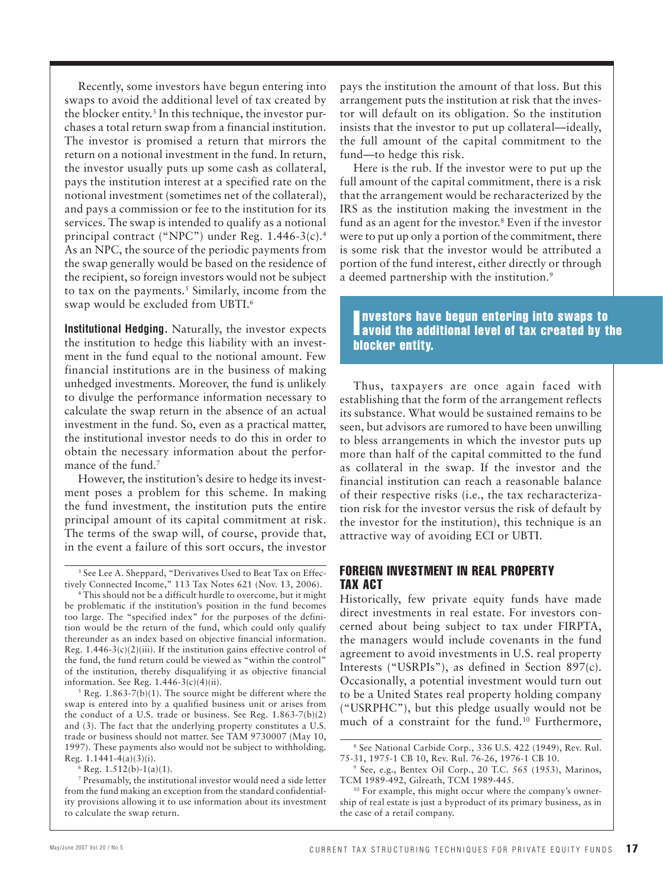Recently, some investors have begun entering into swaps to avoid the additional level of tax created by the blocker entity.[3] In this technique, the investor purchases a total return swap from a financial institution. The investor is promised a return that mirrors the return on a notional investment in the fund. In return, the investor usually puts up some cash as collateral, pays the institution interest at a specified rate on the notional investment (sometimes net of the collateral), and pays a commission or fee to the institution for its services. The swap is intended to qualify as a notional principal contract ("NPC") under Reg. 1.446-3(c).[4] As an NPC, the source of the periodic payments from the swap generally would be based on the residence of the recipient, so foreign investors would not be subject to tax on the payments.[5] Similarly, income from the swap would be excluded from UBTI.[6]

**Institutional Hedging.** Naturally, the investor expects the institution to hedge this liability with an investment in the fund equal to the notional amount. Few financial institutions are in the business of making unhedged investments. Moreover, the fund is unlikely to divulge the performance information necessary to calculate the swap return in the absence of an actual investment in the fund. So, even as a practical matter, the institutional investor needs to do this in order to obtain the necessary information about the performance of the fund.[7]

However, the institution's desire to hedge its investment poses a problem for this scheme. In making the fund investment, the institution puts the entire principal amount of its capital commitment at risk. The terms of the swap will, of course, provide that, in the event a failure of this sort occurs, the investor pays the institution the amount of that loss. But this arrangement puts the institution at risk that the investor will default on its obligation. So the institution insists that the investor to put up collateral—ideally, the full amount of the capital commitment to the fund—to hedge this risk.

Here is the rub. If the investor were to put up the full amount of the capital commitment, there is a risk that the arrangement would be recharacterized by the IRS as the institution making the investment in the fund as an agent for the investor.[8] Even if the investor were to put up only a portion of the commitment, there is some risk that the investor would be attributed a portion of the fund interest, either directly or through a deemed partnership with the institution.[9]

> **Investors have begun entering into swaps to avoid the additional level of tax created by the blocker entity.**

Thus, taxpayers are once again faced with establishing that the form of the arrangement reflects its substance. What would be sustained remains to be seen, but advisors are rumored to have been unwilling to bless arrangements in which the investor puts up more than half of the capital committed to the fund as collateral in the swap. If the investor and the financial institution can reach a reasonable balance of their respective risks (i.e., the tax recharacterization risk for the investor versus the risk of default by the investor for the institution), this technique is an attractive way of avoiding ECI or UBTI.

## FOREIGN INVESTMENT IN REAL PROPERTY TAX ACT

Historically, few private equity funds have made direct investments in real estate. For investors concerned about being subject to tax under FIRPTA, the managers would include covenants in the fund agreement to avoid investments in U.S. real property Interests ("USRPIs"), as defined in Section 897(c). Occasionally, a potential investment would turn out to be a United States real property holding company ("USRPHC"), but this pledge usually would not be much of a constraint for the fund.[10] Furthermore,

---

[3] See Lee A. Sheppard, "Derivatives Used to Beat Tax on Effectively Connected Income," 113 Tax Notes 621 (Nov. 13, 2006).

[4] This should not be a difficult hurdle to overcome, but it might be problematic if the institution's position in the fund becomes too large. The "specified index" for the purposes of the definition would be the return of the fund, which could only qualify thereunder as an index based on objective financial information. Reg. 1.446-3(c)(2)(iii). If the institution gains effective control of the fund, the fund return could be viewed as "within the control" of the institution, thereby disqualifying it as objective financial information. See Reg. 1.446-3(c)(4)(ii).

[5] Reg. 1.863-7(b)(1). The source might be different where the swap is entered into by a qualified business unit or arises from the conduct of a U.S. trade or business. See Reg. 1.863-7(b)(2) and (3). The fact that the underlying property constitutes a U.S. trade or business should not matter. See TAM 9730007 (May 10, 1997). These payments also would not be subject to withholding. Reg. 1.1441-4(a)(3)(i).

[6] Reg. 1.512(b)-1(a)(1).

[7] Presumably, the institutional investor would need a side letter from the fund making an exception from the standard confidentiality provisions allowing it to use information about its investment to calculate the swap return.

[8] See National Carbide Corp., 336 U.S. 422 (1949), Rev. Rul. 75-31, 1975-1 CB 10, Rev. Rul. 76-26, 1976-1 CB 10.

[9] See, e.g., Bentex Oil Corp., 20 T.C. 565 (1953), Marinos, TCM 1989-492, Gilreath, TCM 1989-445.

[10] For example, this might occur where the company's ownership of real estate is just a byproduct of its primary business, as in the case of a retail company.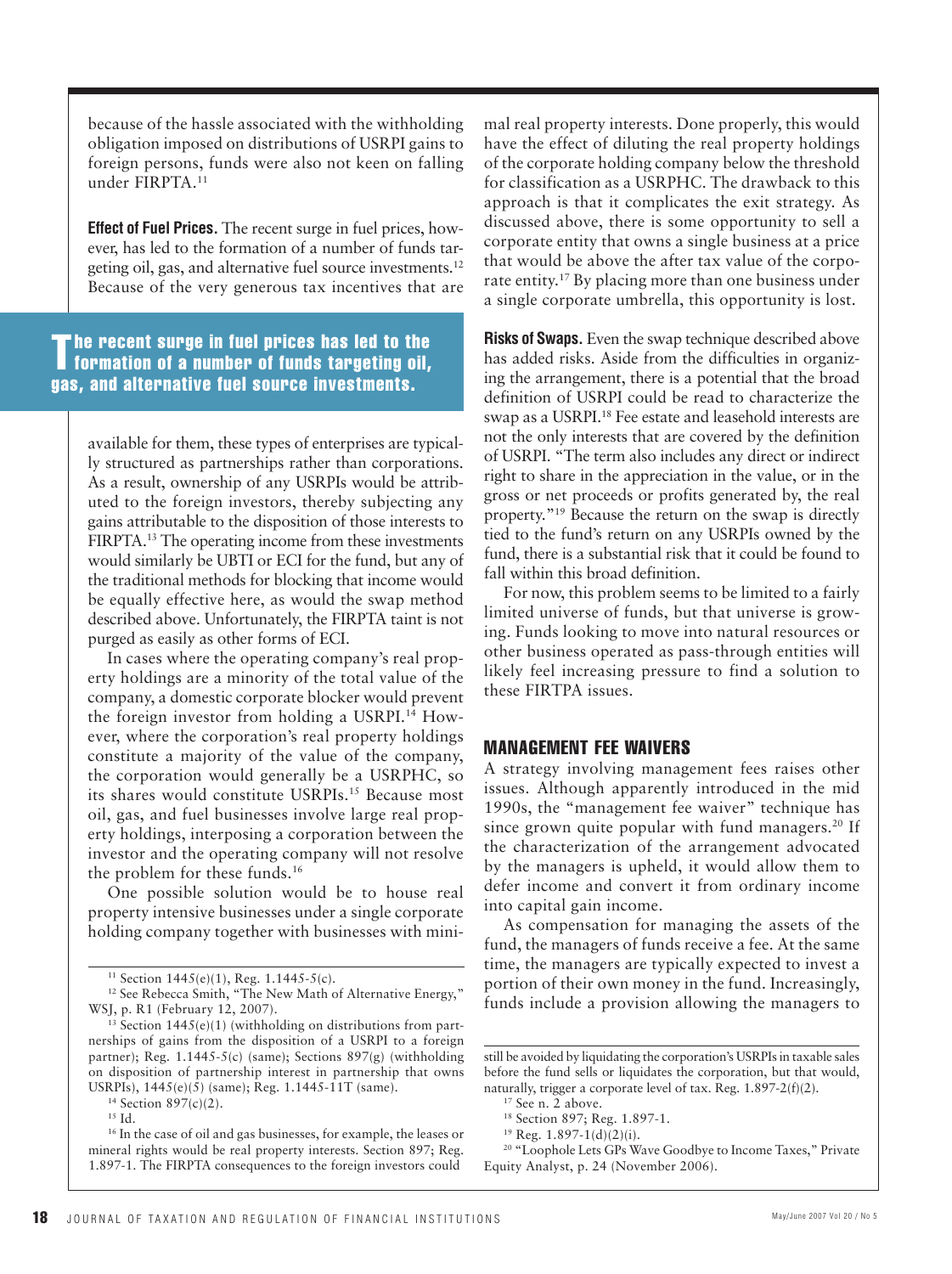because of the hassle associated with the withholding obligation imposed on distributions of USRPI gains to foreign persons, funds were also not keen on falling under FIRPTA.[11]

**Effect of Fuel Prices.** The recent surge in fuel prices, however, has led to the formation of a number of funds targeting oil, gas, and alternative fuel source investments.[12] Because of the very generous tax incentives that are available for them, these types of enterprises are typically structured as partnerships rather than corporations. As a result, ownership of any USRPIs would be attributed to the foreign investors, thereby subjecting any gains attributable to the disposition of those interests to FIRPTA.[13] The operating income from these investments would similarly be UBTI or ECI for the fund, but any of the traditional methods for blocking that income would be equally effective here, as would the swap method described above. Unfortunately, the FIRPTA taint is not purged as easily as other forms of ECI.

> **The recent surge in fuel prices has led to the formation of a number of funds targeting oil, gas, and alternative fuel source investments.**

In cases where the operating company's real property holdings are a minority of the total value of the company, a domestic corporate blocker would prevent the foreign investor from holding a USRPI.[14] However, where the corporation's real property holdings constitute a majority of the value of the company, the corporation would generally be a USRPHC, so its shares would constitute USRPIs.[15] Because most oil, gas, and fuel businesses involve large real property holdings, interposing a corporation between the investor and the operating company will not resolve the problem for these funds.[16]

One possible solution would be to house real property intensive businesses under a single corporate holding company together with businesses with minimal real property interests. Done properly, this would have the effect of diluting the real property holdings of the corporate holding company below the threshold for classification as a USRPHC. The drawback to this approach is that it complicates the exit strategy. As discussed above, there is some opportunity to sell a corporate entity that owns a single business at a price that would be above the after tax value of the corporate entity.[17] By placing more than one business under a single corporate umbrella, this opportunity is lost.

**Risks of Swaps.** Even the swap technique described above has added risks. Aside from the difficulties in organizing the arrangement, there is a potential that the broad definition of USRPI could be read to characterize the swap as a USRPI.[18] Fee estate and leasehold interests are not the only interests that are covered by the definition of USRPI. "The term also includes any direct or indirect right to share in the appreciation in the value, or in the gross or net proceeds or profits generated by, the real property."[19] Because the return on the swap is directly tied to the fund's return on any USRPIs owned by the fund, there is a substantial risk that it could be found to fall within this broad definition.

For now, this problem seems to be limited to a fairly limited universe of funds, but that universe is growing. Funds looking to move into natural resources or other business operated as pass-through entities will likely feel increasing pressure to find a solution to these FIRTPA issues.

## MANAGEMENT FEE WAIVERS

A strategy involving management fees raises other issues. Although apparently introduced in the mid 1990s, the "management fee waiver" technique has since grown quite popular with fund managers.[20] If the characterization of the arrangement advocated by the managers is upheld, it would allow them to defer income and convert it from ordinary income into capital gain income.

As compensation for managing the assets of the fund, the managers of funds receive a fee. At the same time, the managers are typically expected to invest a portion of their own money in the fund. Increasingly, funds include a provision allowing the managers to

---

[11] Section 1445(e)(1), Reg. 1.1445-5(c).

[12] See Rebecca Smith, "The New Math of Alternative Energy," WSJ, p. R1 (February 12, 2007).

[13] Section 1445(e)(1) (withholding on distributions from partnerships of gains from the disposition of a USRPI to a foreign partner); Reg. 1.1445-5(c) (same); Sections 897(g) (withholding on disposition of partnership interest in partnership that owns USRPIs), 1445(e)(5) (same); Reg. 1.1445-11T (same).

[14] Section 897(c)(2).

[15] Id.

[16] In the case of oil and gas businesses, for example, the leases or mineral rights would be real property interests. Section 897; Reg. 1.897-1. The FIRPTA consequences to the foreign investors could still be avoided by liquidating the corporation's USRPIs in taxable sales before the fund sells or liquidates the corporation, but that would, naturally, trigger a corporate level of tax. Reg. 1.897-2(f)(2).

[17] See n. 2 above.

[18] Section 897; Reg. 1.897-1.

[19] Reg. 1.897-1(d)(2)(i).

[20] "Loophole Lets GPs Wave Goodbye to Income Taxes," Private Equity Analyst, p. 24 (November 2006).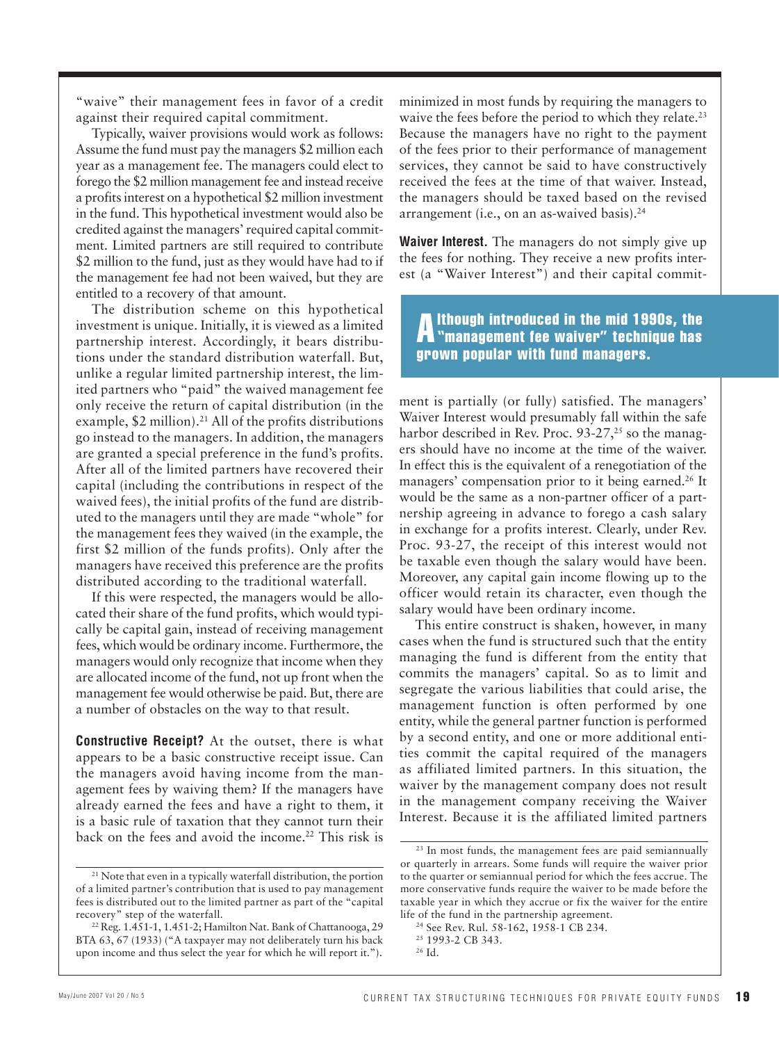"waive" their management fees in favor of a credit against their required capital commitment.

Typically, waiver provisions would work as follows: Assume the fund must pay the managers $2 million each year as a management fee. The managers could elect to forego the $2 million management fee and instead receive a profits interest on a hypothetical $2 million investment in the fund. This hypothetical investment would also be credited against the managers' required capital commitment. Limited partners are still required to contribute $2 million to the fund, just as they would have had to if the management fee had not been waived, but they are entitled to a recovery of that amount.

The distribution scheme on this hypothetical investment is unique. Initially, it is viewed as a limited partnership interest. Accordingly, it bears distributions under the standard distribution waterfall. But, unlike a regular limited partnership interest, the limited partners who "paid" the waived management fee only receive the return of capital distribution (in the example, $2 million).[21] All of the profits distributions go instead to the managers. In addition, the managers are granted a special preference in the fund's profits. After all of the limited partners have recovered their capital (including the contributions in respect of the waived fees), the initial profits of the fund are distributed to the managers until they are made "whole" for the management fees they waived (in the example, the first $2 million of the funds profits). Only after the managers have received this preference are the profits distributed according to the traditional waterfall.

If this were respected, the managers would be allocated their share of the fund profits, which would typically be capital gain, instead of receiving management fees, which would be ordinary income. Furthermore, the managers would only recognize that income when they are allocated income of the fund, not up front when the management fee would otherwise be paid. But, there are a number of obstacles on the way to that result.

**Constructive Receipt?** At the outset, there is what appears to be a basic constructive receipt issue. Can the managers avoid having income from the management fees by waiving them? If the managers have already earned the fees and have a right to them, it is a basic rule of taxation that they cannot turn their back on the fees and avoid the income.[22] This risk is minimized in most funds by requiring the managers to waive the fees before the period to which they relate.[23] Because the managers have no right to the payment of the fees prior to their performance of management services, they cannot be said to have constructively received the fees at the time of that waiver. Instead, the managers should be taxed based on the revised arrangement (i.e., on an as-waived basis).[24]

**Waiver Interest.** The managers do not simply give up the fees for nothing. They receive a new profits interest (a "Waiver Interest") and their capital commitment is partially (or fully) satisfied. The managers' Waiver Interest would presumably fall within the safe harbor described in Rev. Proc. 93-27,[25] so the managers should have no income at the time of the waiver. In effect this is the equivalent of a renegotiation of the managers' compensation prior to it being earned.[26] It would be the same as a non-partner officer of a partnership agreeing in advance to forego a cash salary in exchange for a profits interest. Clearly, under Rev. Proc. 93-27, the receipt of this interest would not be taxable even though the salary would have been. Moreover, any capital gain income flowing up to the officer would retain its character, even though the salary would have been ordinary income.

> **Although introduced in the mid 1990s, the "management fee waiver" technique has grown popular with fund managers.**

This entire construct is shaken, however, in many cases when the fund is structured such that the entity managing the fund is different from the entity that commits the managers' capital. So as to limit and segregate the various liabilities that could arise, the management function is often performed by one entity, while the general partner function is performed by a second entity, and one or more additional entities commit the capital required of the managers as affiliated limited partners. In this situation, the waiver by the management company does not result in the management company receiving the Waiver Interest. Because it is the affiliated limited partners

---

[21] Note that even in a typically waterfall distribution, the portion of a limited partner's contribution that is used to pay management fees is distributed out to the limited partner as part of the "capital recovery" step of the waterfall.

[22] Reg. 1.451-1, 1.451-2; Hamilton Nat. Bank of Chattanooga, 29 BTA 63, 67 (1933) ("A taxpayer may not deliberately turn his back upon income and thus select the year for which he will report it.").

[23] In most funds, the management fees are paid semiannually or quarterly in arrears. Some funds will require the waiver prior to the quarter or semiannual period for which the fees accrue. The more conservative funds require the waiver to be made before the taxable year in which they accrue or fix the waiver for the entire life of the fund in the partnership agreement.

[24] See Rev. Rul. 58-162, 1958-1 CB 234.

[25] 1993-2 CB 343.

[26] Id.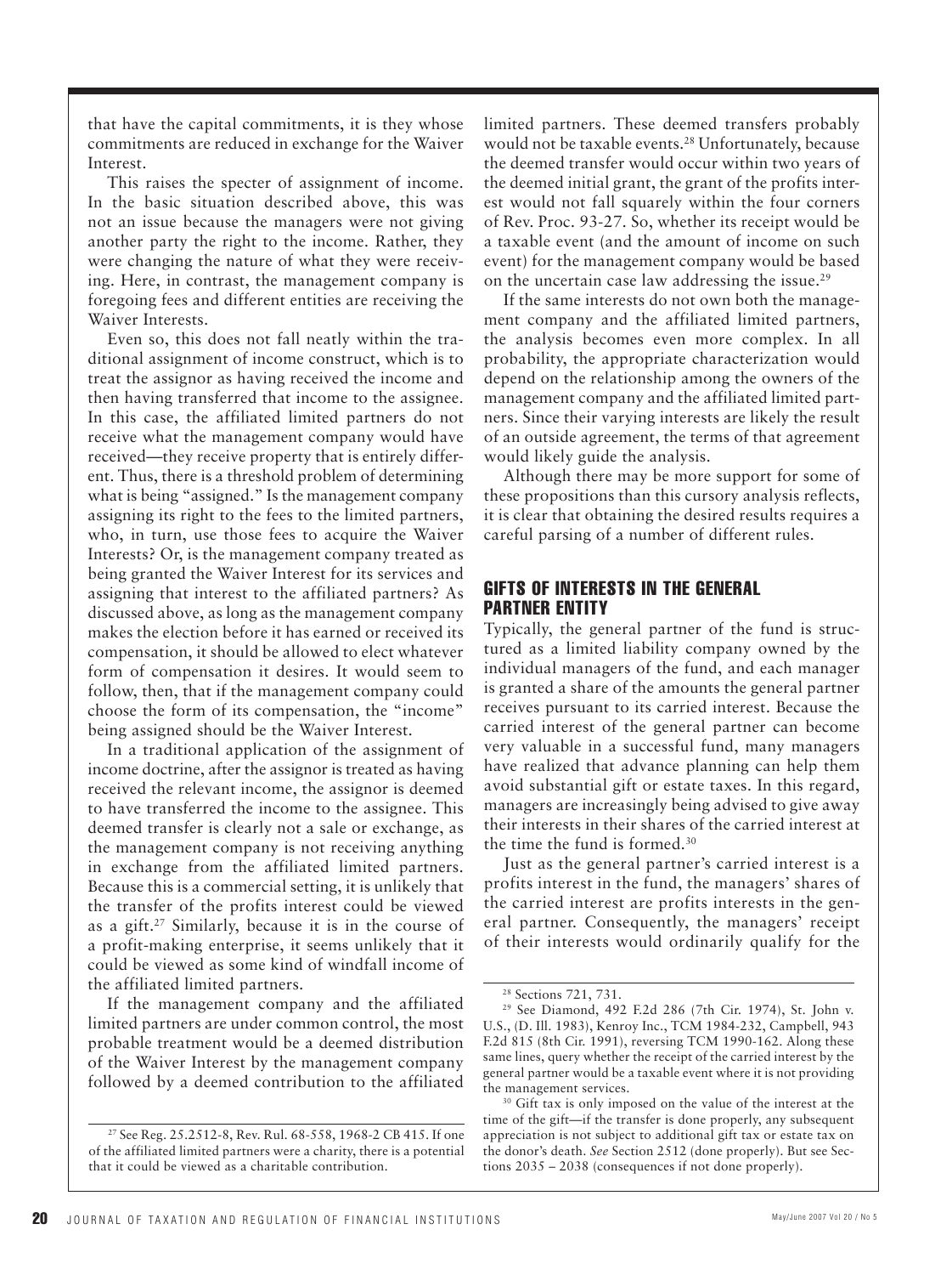that have the capital commitments, it is they whose commitments are reduced in exchange for the Waiver Interest.

This raises the specter of assignment of income. In the basic situation described above, this was not an issue because the managers were not giving another party the right to the income. Rather, they were changing the nature of what they were receiving. Here, in contrast, the management company is foregoing fees and different entities are receiving the Waiver Interests.

Even so, this does not fall neatly within the traditional assignment of income construct, which is to treat the assignor as having received the income and then having transferred that income to the assignee. In this case, the affiliated limited partners do not receive what the management company would have received—they receive property that is entirely different. Thus, there is a threshold problem of determining what is being "assigned." Is the management company assigning its right to the fees to the limited partners, who, in turn, use those fees to acquire the Waiver Interests? Or, is the management company treated as being granted the Waiver Interest for its services and assigning that interest to the affiliated partners? As discussed above, as long as the management company makes the election before it has earned or received its compensation, it should be allowed to elect whatever form of compensation it desires. It would seem to follow, then, that if the management company could choose the form of its compensation, the "income" being assigned should be the Waiver Interest.

In a traditional application of the assignment of income doctrine, after the assignor is treated as having received the relevant income, the assignor is deemed to have transferred the income to the assignee. This deemed transfer is clearly not a sale or exchange, as the management company is not receiving anything in exchange from the affiliated limited partners. Because this is a commercial setting, it is unlikely that the transfer of the profits interest could be viewed as a gift.[27] Similarly, because it is in the course of a profit-making enterprise, it seems unlikely that it could be viewed as some kind of windfall income of the affiliated limited partners.

If the management company and the affiliated limited partners are under common control, the most probable treatment would be a deemed distribution of the Waiver Interest by the management company followed by a deemed contribution to the affiliated limited partners. These deemed transfers probably would not be taxable events.[28] Unfortunately, because the deemed transfer would occur within two years of the deemed initial grant, the grant of the profits interest would not fall squarely within the four corners of Rev. Proc. 93-27. So, whether its receipt would be a taxable event (and the amount of income on such event) for the management company would be based on the uncertain case law addressing the issue.[29]

If the same interests do not own both the management company and the affiliated limited partners, the analysis becomes even more complex. In all probability, the appropriate characterization would depend on the relationship among the owners of the management company and the affiliated limited partners. Since their varying interests are likely the result of an outside agreement, the terms of that agreement would likely guide the analysis.

Although there may be more support for some of these propositions than this cursory analysis reflects, it is clear that obtaining the desired results requires a careful parsing of a number of different rules.

## GIFTS OF INTERESTS IN THE GENERAL PARTNER ENTITY

Typically, the general partner of the fund is structured as a limited liability company owned by the individual managers of the fund, and each manager is granted a share of the amounts the general partner receives pursuant to its carried interest. Because the carried interest of the general partner can become very valuable in a successful fund, many managers have realized that advance planning can help them avoid substantial gift or estate taxes. In this regard, managers are increasingly being advised to give away their interests in their shares of the carried interest at the time the fund is formed.[30]

Just as the general partner's carried interest is a profits interest in the fund, the managers' shares of the carried interest are profits interests in the general partner. Consequently, the managers' receipt of their interests would ordinarily qualify for the

---

[27] See Reg. 25.2512-8, Rev. Rul. 68-558, 1968-2 CB 415. If one of the affiliated limited partners were a charity, there is a potential that it could be viewed as a charitable contribution.

[28] Sections 721, 731.

[29] See Diamond, 492 F.2d 286 (7th Cir. 1974), St. John v. U.S., (D. Ill. 1983), Kenroy Inc., TCM 1984-232, Campbell, 943 F.2d 815 (8th Cir. 1991), reversing TCM 1990-162. Along these same lines, query whether the receipt of the carried interest by the general partner would be a taxable event where it is not providing the management services.

[30] Gift tax is only imposed on the value of the interest at the time of the gift—if the transfer is done properly, any subsequent appreciation is not subject to additional gift tax or estate tax on the donor's death. *See* Section 2512 (done properly). But see Sections 2035 – 2038 (consequences if not done properly).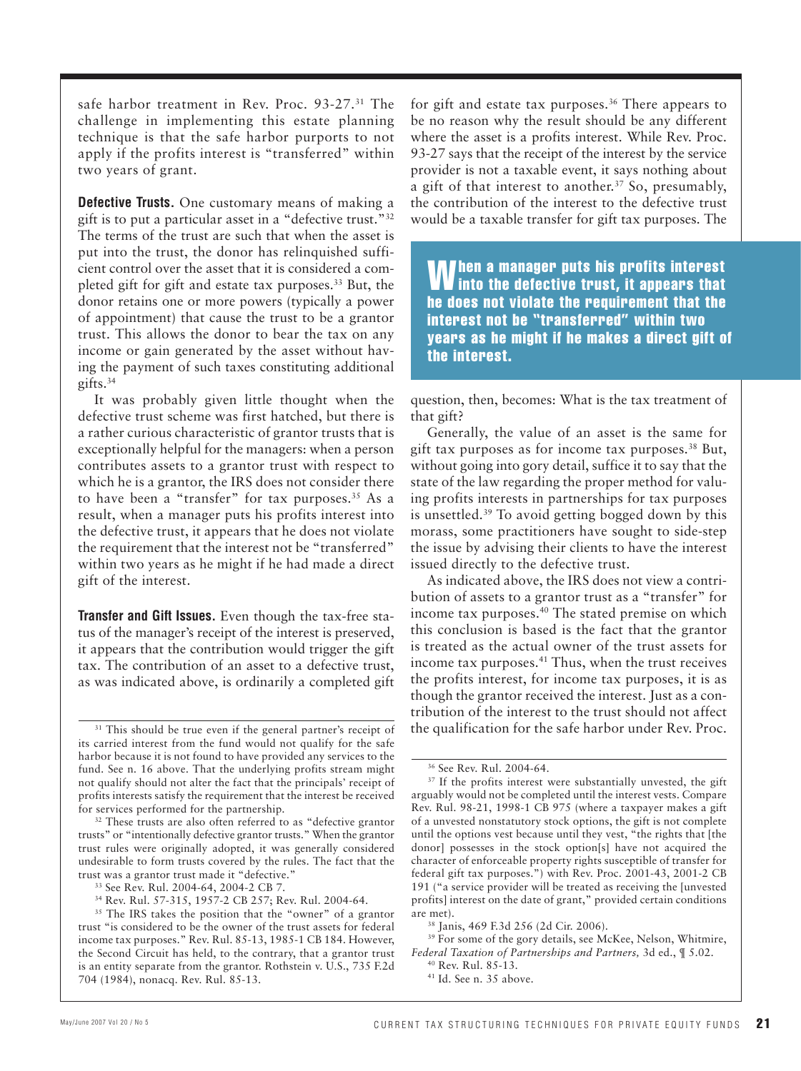safe harbor treatment in Rev. Proc. 93-27.[31] The challenge in implementing this estate planning technique is that the safe harbor purports to not apply if the profits interest is "transferred" within two years of grant.

**Defective Trusts.** One customary means of making a gift is to put a particular asset in a "defective trust."[32] The terms of the trust are such that when the asset is put into the trust, the donor has relinquished sufficient control over the asset that it is considered a completed gift for gift and estate tax purposes.[33] But, the donor retains one or more powers (typically a power of appointment) that cause the trust to be a grantor trust. This allows the donor to bear the tax on any income or gain generated by the asset without having the payment of such taxes constituting additional gifts.[34]

It was probably given little thought when the defective trust scheme was first hatched, but there is a rather curious characteristic of grantor trusts that is exceptionally helpful for the managers: when a person contributes assets to a grantor trust with respect to which he is a grantor, the IRS does not consider there to have been a "transfer" for tax purposes.[35] As a result, when a manager puts his profits interest into the defective trust, it appears that he does not violate the requirement that the interest not be "transferred" within two years as he might if he had made a direct gift of the interest.

**Transfer and Gift Issues.** Even though the tax-free status of the manager's receipt of the interest is preserved, it appears that the contribution would trigger the gift tax. The contribution of an asset to a defective trust, as was indicated above, is ordinarily a completed gift for gift and estate tax purposes.[36] There appears to be no reason why the result should be any different where the asset is a profits interest. While Rev. Proc. 93-27 says that the receipt of the interest by the service provider is not a taxable event, it says nothing about a gift of that interest to another.[37] So, presumably, the contribution of the interest to the defective trust would be a taxable transfer for gift tax purposes. The question, then, becomes: What is the tax treatment of that gift?

> **When a manager puts his profits interest into the defective trust, it appears that he does not violate the requirement that the interest not be "transferred" within two years as he might if he makes a direct gift of the interest.**

Generally, the value of an asset is the same for gift tax purposes as for income tax purposes.[38] But, without going into gory detail, suffice it to say that the state of the law regarding the proper method for valuing profits interests in partnerships for tax purposes is unsettled.[39] To avoid getting bogged down by this morass, some practitioners have sought to side-step the issue by advising their clients to have the interest issued directly to the defective trust.

As indicated above, the IRS does not view a contribution of assets to a grantor trust as a "transfer" for income tax purposes.[40] The stated premise on which this conclusion is based is the fact that the grantor is treated as the actual owner of the trust assets for income tax purposes.[41] Thus, when the trust receives the profits interest, for income tax purposes, it is as though the grantor received the interest. Just as a contribution of the interest to the trust should not affect the qualification for the safe harbor under Rev. Proc.

---

[31] This should be true even if the general partner's receipt of its carried interest from the fund would not qualify for the safe harbor because it is not found to have provided any services to the fund. See n. 16 above. That the underlying profits stream might not qualify should not alter the fact that the principals' receipt of profits interests satisfy the requirement that the interest be received for services performed for the partnership.

[32] These trusts are also often referred to as "defective grantor trusts" or "intentionally defective grantor trusts." When the grantor trust rules were originally adopted, it was generally considered undesirable to form trusts covered by the rules. The fact that the trust was a grantor trust made it "defective."

[33] See Rev. Rul. 2004-64, 2004-2 CB 7.

[34] Rev. Rul. 57-315, 1957-2 CB 257; Rev. Rul. 2004-64.

[35] The IRS takes the position that the "owner" of a grantor trust "is considered to be the owner of the trust assets for federal income tax purposes." Rev. Rul. 85-13, 1985-1 CB 184. However, the Second Circuit has held, to the contrary, that a grantor trust is an entity separate from the grantor. Rothstein v. U.S., 735 F.2d 704 (1984), nonacq. Rev. Rul. 85-13.

[36] See Rev. Rul. 2004-64.

[37] If the profits interest were substantially unvested, the gift arguably would not be completed until the interest vests. Compare Rev. Rul. 98-21, 1998-1 CB 975 (where a taxpayer makes a gift of a unvested nonstatutory stock options, the gift is not complete until the options vest because until they vest, "the rights that [the donor] possesses in the stock option[s] have not acquired the character of enforceable property rights susceptible of transfer for federal gift tax purposes.") with Rev. Proc. 2001-43, 2001-2 CB 191 ("a service provider will be treated as receiving the [unvested profits] interest on the date of grant," provided certain conditions are met).

[38] Janis, 469 F.3d 256 (2d Cir. 2006).

[39] For some of the gory details, see McKee, Nelson, Whitmire, *Federal Taxation of Partnerships and Partners,* 3d ed., ¶ 5.02.

[40] Rev. Rul. 85-13.

[41] Id. See n. 35 above.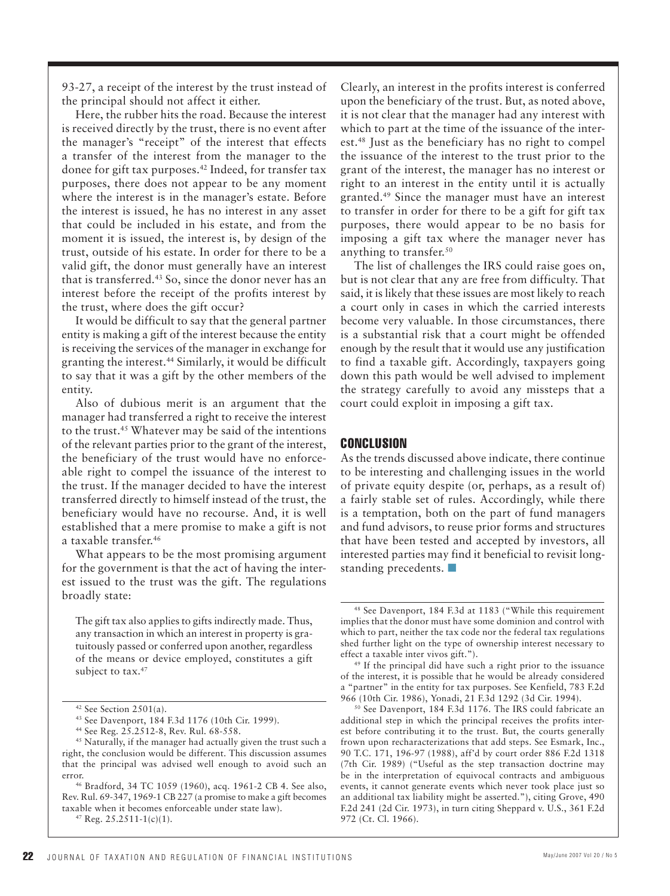93-27, a receipt of the interest by the trust instead of the principal should not affect it either.

Here, the rubber hits the road. Because the interest is received directly by the trust, there is no event after the manager's "receipt" of the interest that effects a transfer of the interest from the manager to the donee for gift tax purposes.[42] Indeed, for transfer tax purposes, there does not appear to be any moment where the interest is in the manager's estate. Before the interest is issued, he has no interest in any asset that could be included in his estate, and from the moment it is issued, the interest is, by design of the trust, outside of his estate. In order for there to be a valid gift, the donor must generally have an interest that is transferred.[43] So, since the donor never has an interest before the receipt of the profits interest by the trust, where does the gift occur?

It would be difficult to say that the general partner entity is making a gift of the interest because the entity is receiving the services of the manager in exchange for granting the interest.[44] Similarly, it would be difficult to say that it was a gift by the other members of the entity.

Also of dubious merit is an argument that the manager had transferred a right to receive the interest to the trust.[45] Whatever may be said of the intentions of the relevant parties prior to the grant of the interest, the beneficiary of the trust would have no enforceable right to compel the issuance of the interest to the trust. If the manager decided to have the interest transferred directly to himself instead of the trust, the beneficiary would have no recourse. And, it is well established that a mere promise to make a gift is not a taxable transfer.[46]

What appears to be the most promising argument for the government is that the act of having the interest issued to the trust was the gift. The regulations broadly state:

> The gift tax also applies to gifts indirectly made. Thus, any transaction in which an interest in property is gratuitously passed or conferred upon another, regardless of the means or device employed, constitutes a gift subject to tax.[47]

Clearly, an interest in the profits interest is conferred upon the beneficiary of the trust. But, as noted above, it is not clear that the manager had any interest with which to part at the time of the issuance of the interest.[48] Just as the beneficiary has no right to compel the issuance of the interest to the trust prior to the grant of the interest, the manager has no interest or right to an interest in the entity until it is actually granted.[49] Since the manager must have an interest to transfer in order for there to be a gift for gift tax purposes, there would appear to be no basis for imposing a gift tax where the manager never has anything to transfer.[50]

The list of challenges the IRS could raise goes on, but is not clear that any are free from difficulty. That said, it is likely that these issues are most likely to reach a court only in cases in which the carried interests become very valuable. In those circumstances, there is a substantial risk that a court might be offended enough by the result that it would use any justification to find a taxable gift. Accordingly, taxpayers going down this path would be well advised to implement the strategy carefully to avoid any missteps that a court could exploit in imposing a gift tax.

## CONCLUSION

As the trends discussed above indicate, there continue to be interesting and challenging issues in the world of private equity despite (or, perhaps, as a result of) a fairly stable set of rules. Accordingly, while there is a temptation, both on the part of fund managers and fund advisors, to reuse prior forms and structures that have been tested and accepted by investors, all interested parties may find it beneficial to revisit longstanding precedents. ■

---

[42] See Section 2501(a).

[43] See Davenport, 184 F.3d 1176 (10th Cir. 1999).

[44] See Reg. 25.2512-8, Rev. Rul. 68-558.

[45] Naturally, if the manager had actually given the trust such a right, the conclusion would be different. This discussion assumes that the principal was advised well enough to avoid such an error.

[46] Bradford, 34 TC 1059 (1960), acq. 1961-2 CB 4. See also, Rev. Rul. 69-347, 1969-1 CB 227 (a promise to make a gift becomes taxable when it becomes enforceable under state law).

[47] Reg. 25.2511-1(c)(1).

[48] See Davenport, 184 F.3d at 1183 ("While this requirement implies that the donor must have some dominion and control with which to part, neither the tax code nor the federal tax regulations shed further light on the type of ownership interest necessary to effect a taxable inter vivos gift.").

[49] If the principal did have such a right prior to the issuance of the interest, it is possible that he would be already considered a "partner" in the entity for tax purposes. See Kenfield, 783 F.2d 966 (10th Cir. 1986), Yonadi, 21 F.3d 1292 (3d Cir. 1994).

[50] See Davenport, 184 F.3d 1176. The IRS could fabricate an additional step in which the principal receives the profits interest before contributing it to the trust. But, the courts generally frown upon recharacterizations that add steps. See Esmark, Inc., 90 T.C. 171, 196-97 (1988), aff'd by court order 886 F.2d 1318 (7th Cir. 1989) ("Useful as the step transaction doctrine may be in the interpretation of equivocal contracts and ambiguous events, it cannot generate events which never took place just so an additional tax liability might be asserted."), citing Grove, 490 F.2d 241 (2d Cir. 1973), in turn citing Sheppard v. U.S., 361 F.2d 972 (Ct. Cl. 1966).